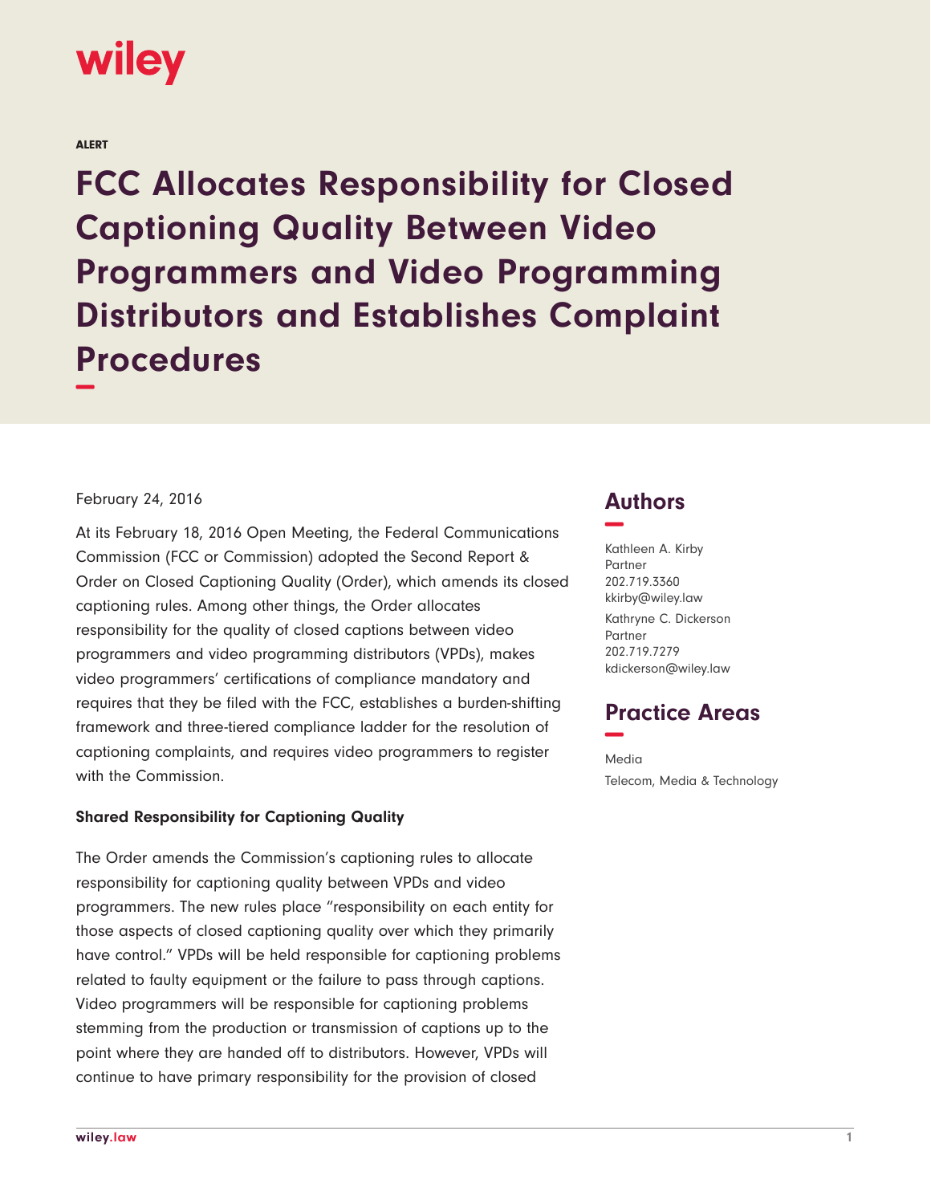wiley

ALERT

# FCC Allocates Responsibility for Closed Captioning Quality Between Video Programmers and Video Programming Distributors and Establishes Complaint Procedures

February 24, 2016

At its February 18, 2016 Open Meeting, the Federal Communications Commission (FCC or Commission) adopted the Second Report & Order on Closed Captioning Quality (Order), which amends its closed captioning rules. Among other things, the Order allocates responsibility for the quality of closed captions between video programmers and video programming distributors (VPDs), makes video programmers' certifications of compliance mandatory and requires that they be filed with the FCC, establishes a burden-shifting framework and three-tiered compliance ladder for the resolution of captioning complaints, and requires video programmers to register with the Commission.

## Authors

Kathleen A. Kirby
Partner
202.719.3360
kkirby@wiley.law

Kathryne C. Dickerson
Partner
202.719.7279
kdickerson@wiley.law

## Practice Areas

Media
Telecom, Media & Technology

**Shared Responsibility for Captioning Quality**

The Order amends the Commission's captioning rules to allocate responsibility for captioning quality between VPDs and video programmers. The new rules place "responsibility on each entity for those aspects of closed captioning quality over which they primarily have control." VPDs will be held responsible for captioning problems related to faulty equipment or the failure to pass through captions. Video programmers will be responsible for captioning problems stemming from the production or transmission of captions up to the point where they are handed off to distributors. However, VPDs will continue to have primary responsibility for the provision of closed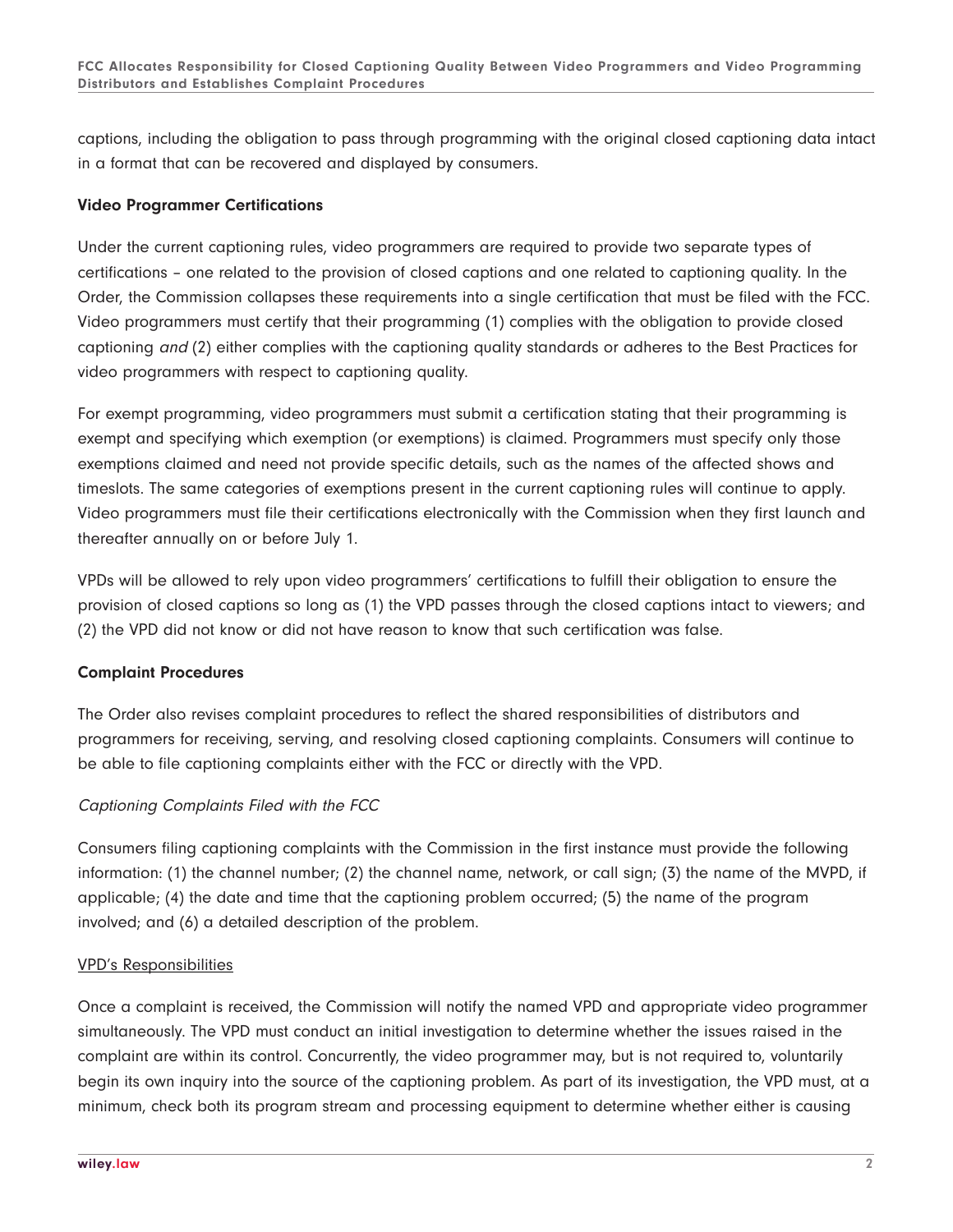captions, including the obligation to pass through programming with the original closed captioning data intact in a format that can be recovered and displayed by consumers.

**Video Programmer Certifications**

Under the current captioning rules, video programmers are required to provide two separate types of certifications – one related to the provision of closed captions and one related to captioning quality. In the Order, the Commission collapses these requirements into a single certification that must be filed with the FCC. Video programmers must certify that their programming (1) complies with the obligation to provide closed captioning *and* (2) either complies with the captioning quality standards or adheres to the Best Practices for video programmers with respect to captioning quality.

For exempt programming, video programmers must submit a certification stating that their programming is exempt and specifying which exemption (or exemptions) is claimed. Programmers must specify only those exemptions claimed and need not provide specific details, such as the names of the affected shows and timeslots. The same categories of exemptions present in the current captioning rules will continue to apply. Video programmers must file their certifications electronically with the Commission when they first launch and thereafter annually on or before July 1.

VPDs will be allowed to rely upon video programmers' certifications to fulfill their obligation to ensure the provision of closed captions so long as (1) the VPD passes through the closed captions intact to viewers; and (2) the VPD did not know or did not have reason to know that such certification was false.

**Complaint Procedures**

The Order also revises complaint procedures to reflect the shared responsibilities of distributors and programmers for receiving, serving, and resolving closed captioning complaints. Consumers will continue to be able to file captioning complaints either with the FCC or directly with the VPD.

*Captioning Complaints Filed with the FCC*

Consumers filing captioning complaints with the Commission in the first instance must provide the following information: (1) the channel number; (2) the channel name, network, or call sign; (3) the name of the MVPD, if applicable; (4) the date and time that the captioning problem occurred; (5) the name of the program involved; and (6) a detailed description of the problem.

<u>VPD's Responsibilities</u>

Once a complaint is received, the Commission will notify the named VPD and appropriate video programmer simultaneously. The VPD must conduct an initial investigation to determine whether the issues raised in the complaint are within its control. Concurrently, the video programmer may, but is not required to, voluntarily begin its own inquiry into the source of the captioning problem. As part of its investigation, the VPD must, at a minimum, check both its program stream and processing equipment to determine whether either is causing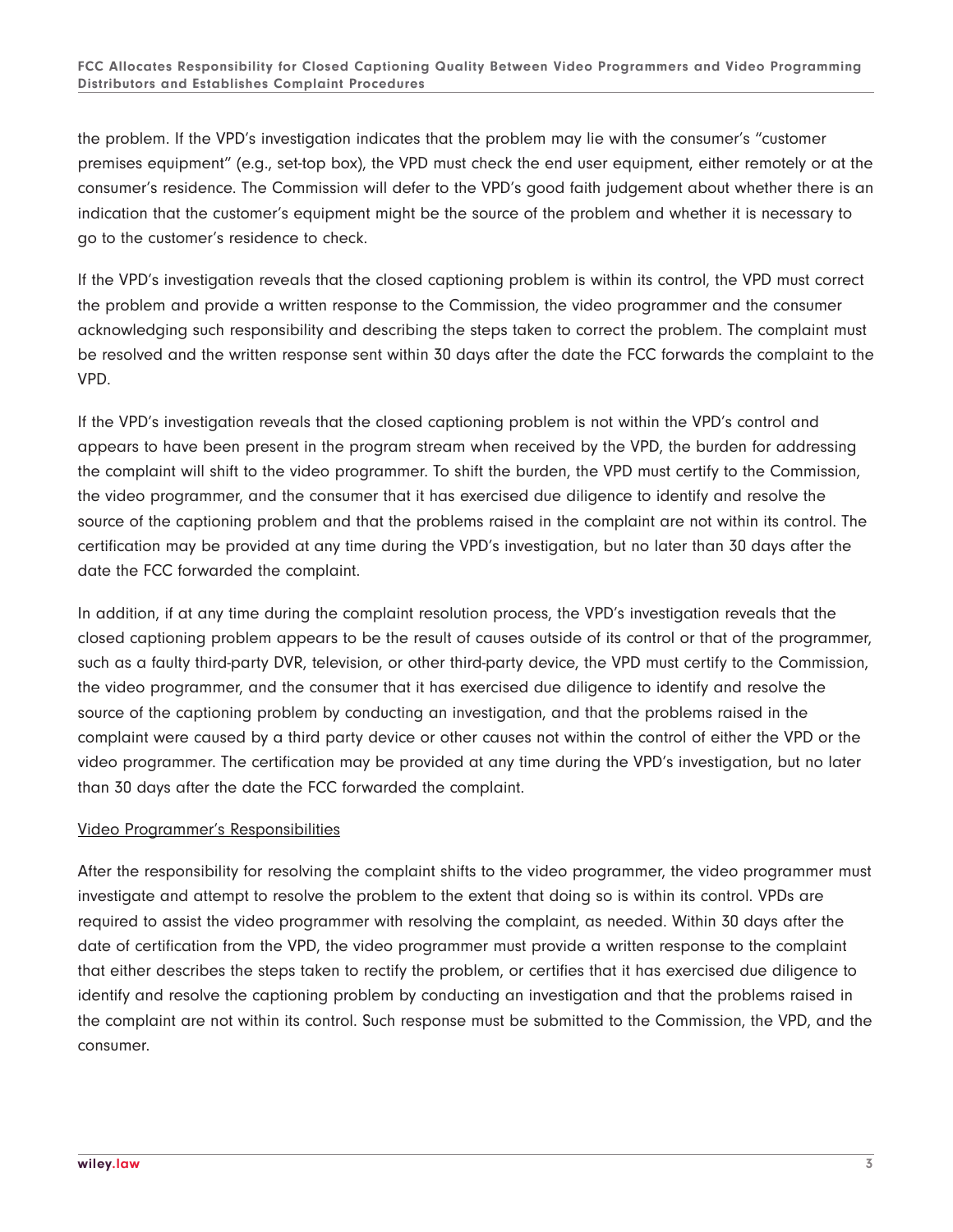the problem. If the VPD's investigation indicates that the problem may lie with the consumer's "customer premises equipment" (e.g., set-top box), the VPD must check the end user equipment, either remotely or at the consumer's residence. The Commission will defer to the VPD's good faith judgement about whether there is an indication that the customer's equipment might be the source of the problem and whether it is necessary to go to the customer's residence to check.

If the VPD's investigation reveals that the closed captioning problem is within its control, the VPD must correct the problem and provide a written response to the Commission, the video programmer and the consumer acknowledging such responsibility and describing the steps taken to correct the problem. The complaint must be resolved and the written response sent within 30 days after the date the FCC forwards the complaint to the VPD.

If the VPD's investigation reveals that the closed captioning problem is not within the VPD's control and appears to have been present in the program stream when received by the VPD, the burden for addressing the complaint will shift to the video programmer. To shift the burden, the VPD must certify to the Commission, the video programmer, and the consumer that it has exercised due diligence to identify and resolve the source of the captioning problem and that the problems raised in the complaint are not within its control. The certification may be provided at any time during the VPD's investigation, but no later than 30 days after the date the FCC forwarded the complaint.

In addition, if at any time during the complaint resolution process, the VPD's investigation reveals that the closed captioning problem appears to be the result of causes outside of its control or that of the programmer, such as a faulty third-party DVR, television, or other third-party device, the VPD must certify to the Commission, the video programmer, and the consumer that it has exercised due diligence to identify and resolve the source of the captioning problem by conducting an investigation, and that the problems raised in the complaint were caused by a third party device or other causes not within the control of either the VPD or the video programmer. The certification may be provided at any time during the VPD's investigation, but no later than 30 days after the date the FCC forwarded the complaint.

Video Programmer's Responsibilities

After the responsibility for resolving the complaint shifts to the video programmer, the video programmer must investigate and attempt to resolve the problem to the extent that doing so is within its control. VPDs are required to assist the video programmer with resolving the complaint, as needed. Within 30 days after the date of certification from the VPD, the video programmer must provide a written response to the complaint that either describes the steps taken to rectify the problem, or certifies that it has exercised due diligence to identify and resolve the captioning problem by conducting an investigation and that the problems raised in the complaint are not within its control. Such response must be submitted to the Commission, the VPD, and the consumer.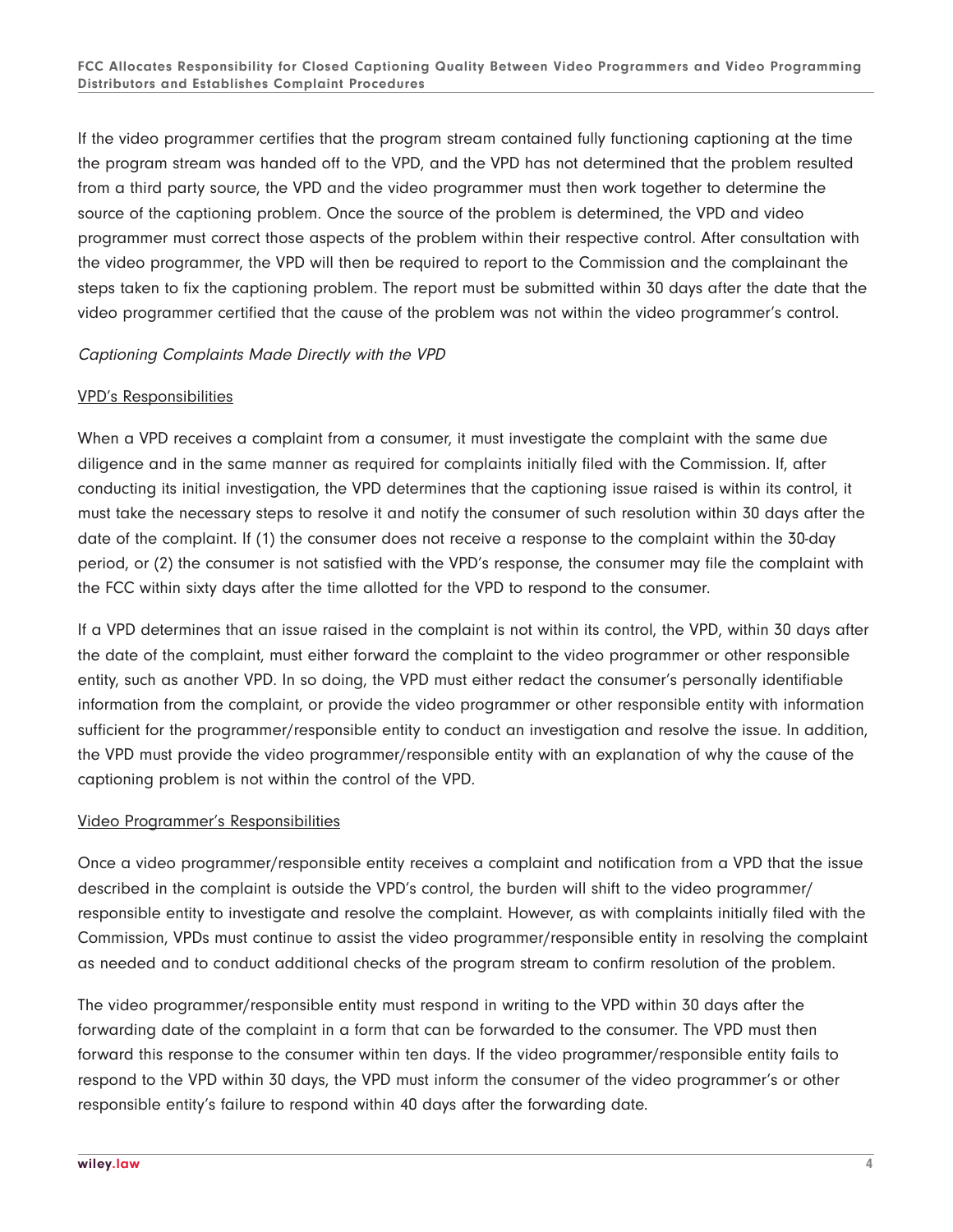If the video programmer certifies that the program stream contained fully functioning captioning at the time the program stream was handed off to the VPD, and the VPD has not determined that the problem resulted from a third party source, the VPD and the video programmer must then work together to determine the source of the captioning problem. Once the source of the problem is determined, the VPD and video programmer must correct those aspects of the problem within their respective control. After consultation with the video programmer, the VPD will then be required to report to the Commission and the complainant the steps taken to fix the captioning problem. The report must be submitted within 30 days after the date that the video programmer certified that the cause of the problem was not within the video programmer's control.

*Captioning Complaints Made Directly with the VPD*

<u>VPD's Responsibilities</u>

When a VPD receives a complaint from a consumer, it must investigate the complaint with the same due diligence and in the same manner as required for complaints initially filed with the Commission. If, after conducting its initial investigation, the VPD determines that the captioning issue raised is within its control, it must take the necessary steps to resolve it and notify the consumer of such resolution within 30 days after the date of the complaint. If (1) the consumer does not receive a response to the complaint within the 30-day period, or (2) the consumer is not satisfied with the VPD's response, the consumer may file the complaint with the FCC within sixty days after the time allotted for the VPD to respond to the consumer.

If a VPD determines that an issue raised in the complaint is not within its control, the VPD, within 30 days after the date of the complaint, must either forward the complaint to the video programmer or other responsible entity, such as another VPD. In so doing, the VPD must either redact the consumer's personally identifiable information from the complaint, or provide the video programmer or other responsible entity with information sufficient for the programmer/responsible entity to conduct an investigation and resolve the issue. In addition, the VPD must provide the video programmer/responsible entity with an explanation of why the cause of the captioning problem is not within the control of the VPD.

<u>Video Programmer's Responsibilities</u>

Once a video programmer/responsible entity receives a complaint and notification from a VPD that the issue described in the complaint is outside the VPD's control, the burden will shift to the video programmer/ responsible entity to investigate and resolve the complaint. However, as with complaints initially filed with the Commission, VPDs must continue to assist the video programmer/responsible entity in resolving the complaint as needed and to conduct additional checks of the program stream to confirm resolution of the problem.

The video programmer/responsible entity must respond in writing to the VPD within 30 days after the forwarding date of the complaint in a form that can be forwarded to the consumer. The VPD must then forward this response to the consumer within ten days. If the video programmer/responsible entity fails to respond to the VPD within 30 days, the VPD must inform the consumer of the video programmer's or other responsible entity's failure to respond within 40 days after the forwarding date.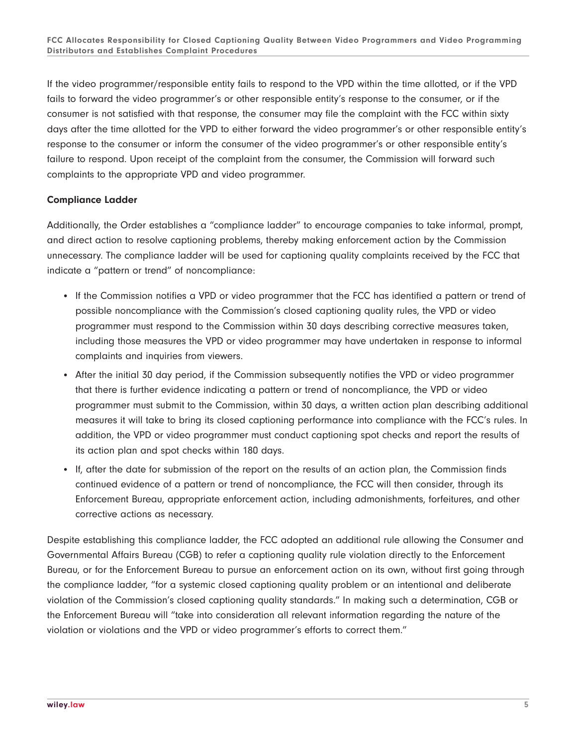If the video programmer/responsible entity fails to respond to the VPD within the time allotted, or if the VPD fails to forward the video programmer's or other responsible entity's response to the consumer, or if the consumer is not satisfied with that response, the consumer may file the complaint with the FCC within sixty days after the time allotted for the VPD to either forward the video programmer's or other responsible entity's response to the consumer or inform the consumer of the video programmer's or other responsible entity's failure to respond. Upon receipt of the complaint from the consumer, the Commission will forward such complaints to the appropriate VPD and video programmer.

**Compliance Ladder**

Additionally, the Order establishes a "compliance ladder" to encourage companies to take informal, prompt, and direct action to resolve captioning problems, thereby making enforcement action by the Commission unnecessary. The compliance ladder will be used for captioning quality complaints received by the FCC that indicate a "pattern or trend" of noncompliance:

- If the Commission notifies a VPD or video programmer that the FCC has identified a pattern or trend of possible noncompliance with the Commission's closed captioning quality rules, the VPD or video programmer must respond to the Commission within 30 days describing corrective measures taken, including those measures the VPD or video programmer may have undertaken in response to informal complaints and inquiries from viewers.
- After the initial 30 day period, if the Commission subsequently notifies the VPD or video programmer that there is further evidence indicating a pattern or trend of noncompliance, the VPD or video programmer must submit to the Commission, within 30 days, a written action plan describing additional measures it will take to bring its closed captioning performance into compliance with the FCC's rules. In addition, the VPD or video programmer must conduct captioning spot checks and report the results of its action plan and spot checks within 180 days.
- If, after the date for submission of the report on the results of an action plan, the Commission finds continued evidence of a pattern or trend of noncompliance, the FCC will then consider, through its Enforcement Bureau, appropriate enforcement action, including admonishments, forfeitures, and other corrective actions as necessary.

Despite establishing this compliance ladder, the FCC adopted an additional rule allowing the Consumer and Governmental Affairs Bureau (CGB) to refer a captioning quality rule violation directly to the Enforcement Bureau, or for the Enforcement Bureau to pursue an enforcement action on its own, without first going through the compliance ladder, "for a systemic closed captioning quality problem or an intentional and deliberate violation of the Commission's closed captioning quality standards." In making such a determination, CGB or the Enforcement Bureau will "take into consideration all relevant information regarding the nature of the violation or violations and the VPD or video programmer's efforts to correct them."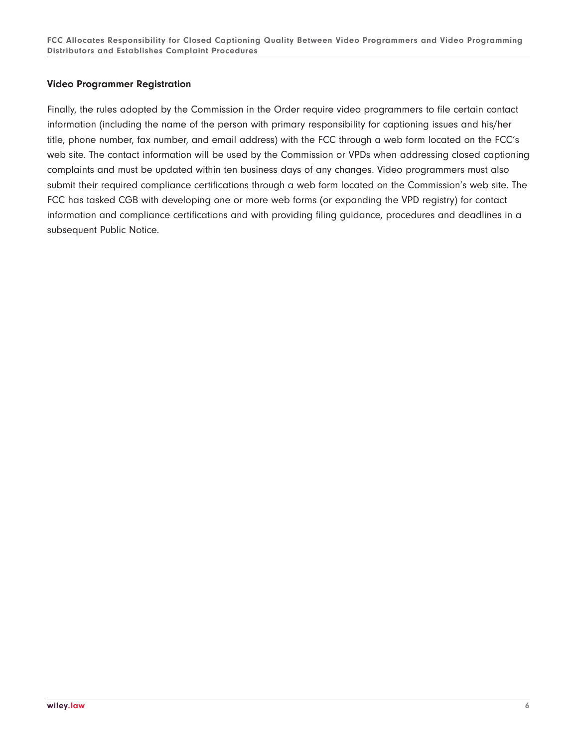### Video Programmer Registration

Finally, the rules adopted by the Commission in the Order require video programmers to file certain contact information (including the name of the person with primary responsibility for captioning issues and his/her title, phone number, fax number, and email address) with the FCC through a web form located on the FCC's web site. The contact information will be used by the Commission or VPDs when addressing closed captioning complaints and must be updated within ten business days of any changes. Video programmers must also submit their required compliance certifications through a web form located on the Commission's web site. The FCC has tasked CGB with developing one or more web forms (or expanding the VPD registry) for contact information and compliance certifications and with providing filing guidance, procedures and deadlines in a subsequent Public Notice.